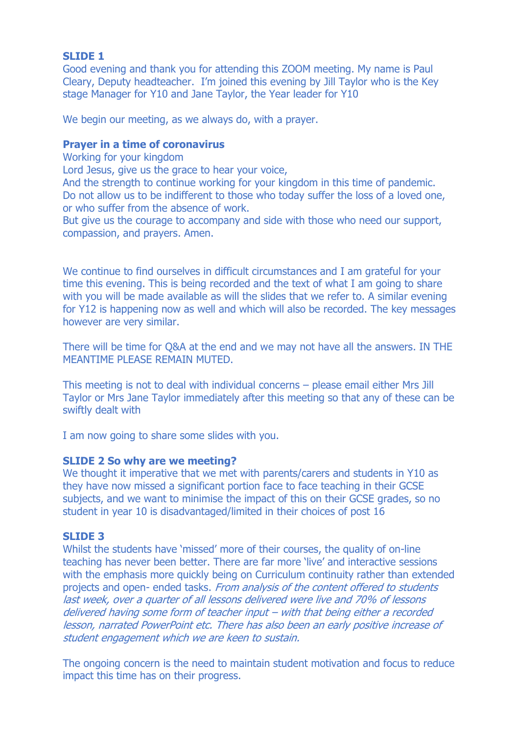**SLIDE 1**

Good evening and thank you for attending this ZOOM meeting. My name is Paul Cleary, Deputy headteacher. I'm joined this evening by Jill Taylor who is the Key stage Manager for Y10 and Jane Taylor, the Year leader for Y10

We begin our meeting, as we always do, with a prayer.

**Prayer in a time of coronavirus**

Working for your kingdom
Lord Jesus, give us the grace to hear your voice,
And the strength to continue working for your kingdom in this time of pandemic.
Do not allow us to be indifferent to those who today suffer the loss of a loved one, or who suffer from the absence of work.
But give us the courage to accompany and side with those who need our support, compassion, and prayers. Amen.

We continue to find ourselves in difficult circumstances and I am grateful for your time this evening. This is being recorded and the text of what I am going to share with you will be made available as will the slides that we refer to. A similar evening for Y12 is happening now as well and which will also be recorded. The key messages however are very similar.

There will be time for Q&A at the end and we may not have all the answers. IN THE MEANTIME PLEASE REMAIN MUTED.

This meeting is not to deal with individual concerns – please email either Mrs Jill Taylor or Mrs Jane Taylor immediately after this meeting so that any of these can be swiftly dealt with

I am now going to share some slides with you.

**SLIDE 2 So why are we meeting?**

We thought it imperative that we met with parents/carers and students in Y10 as they have now missed a significant portion face to face teaching in their GCSE subjects, and we want to minimise the impact of this on their GCSE grades, so no student in year 10 is disadvantaged/limited in their choices of post 16

**SLIDE 3**

Whilst the students have 'missed' more of their courses, the quality of on-line teaching has never been better. There are far more 'live' and interactive sessions with the emphasis more quickly being on Curriculum continuity rather than extended projects and open- ended tasks. *From analysis of the content offered to students last week, over a quarter of all lessons delivered were live and 70% of lessons delivered having some form of teacher input – with that being either a recorded lesson, narrated PowerPoint etc. There has also been an early positive increase of student engagement which we are keen to sustain.*

The ongoing concern is the need to maintain student motivation and focus to reduce impact this time has on their progress.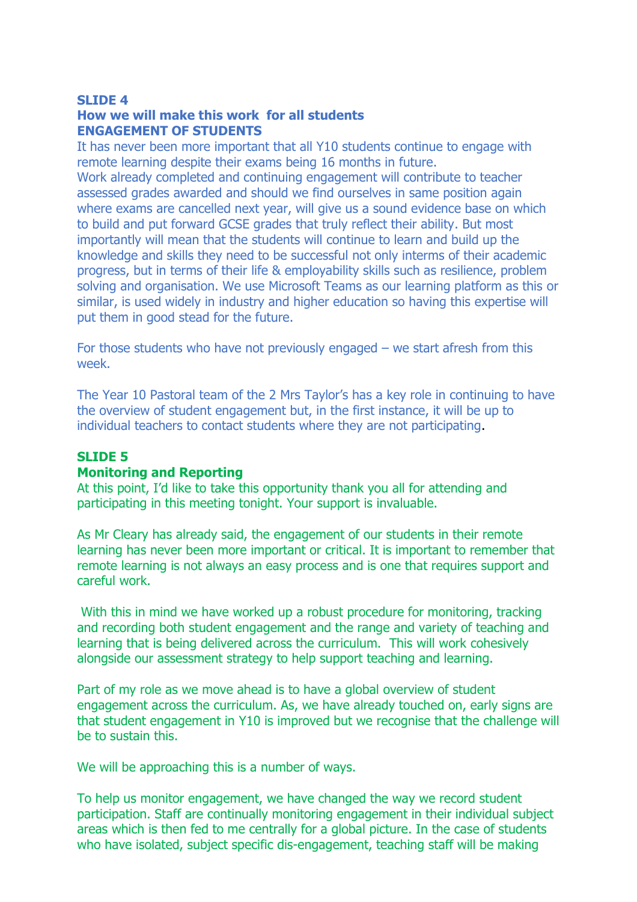**SLIDE 4**
**How we will make this work for all students**
**ENGAGEMENT OF STUDENTS**

It has never been more important that all Y10 students continue to engage with remote learning despite their exams being 16 months in future.
Work already completed and continuing engagement will contribute to teacher assessed grades awarded and should we find ourselves in same position again where exams are cancelled next year, will give us a sound evidence base on which to build and put forward GCSE grades that truly reflect their ability. But most importantly will mean that the students will continue to learn and build up the knowledge and skills they need to be successful not only interms of their academic progress, but in terms of their life & employability skills such as resilience, problem solving and organisation. We use Microsoft Teams as our learning platform as this or similar, is used widely in industry and higher education so having this expertise will put them in good stead for the future.

For those students who have not previously engaged – we start afresh from this week.

The Year 10 Pastoral team of the 2 Mrs Taylor's has a key role in continuing to have the overview of student engagement but, in the first instance, it will be up to individual teachers to contact students where they are not participating.

**SLIDE 5**
**Monitoring and Reporting**

At this point, I'd like to take this opportunity thank you all for attending and participating in this meeting tonight. Your support is invaluable.

As Mr Cleary has already said, the engagement of our students in their remote learning has never been more important or critical. It is important to remember that remote learning is not always an easy process and is one that requires support and careful work.

With this in mind we have worked up a robust procedure for monitoring, tracking and recording both student engagement and the range and variety of teaching and learning that is being delivered across the curriculum. This will work cohesively alongside our assessment strategy to help support teaching and learning.

Part of my role as we move ahead is to have a global overview of student engagement across the curriculum. As, we have already touched on, early signs are that student engagement in Y10 is improved but we recognise that the challenge will be to sustain this.

We will be approaching this is a number of ways.

To help us monitor engagement, we have changed the way we record student participation. Staff are continually monitoring engagement in their individual subject areas which is then fed to me centrally for a global picture. In the case of students who have isolated, subject specific dis-engagement, teaching staff will be making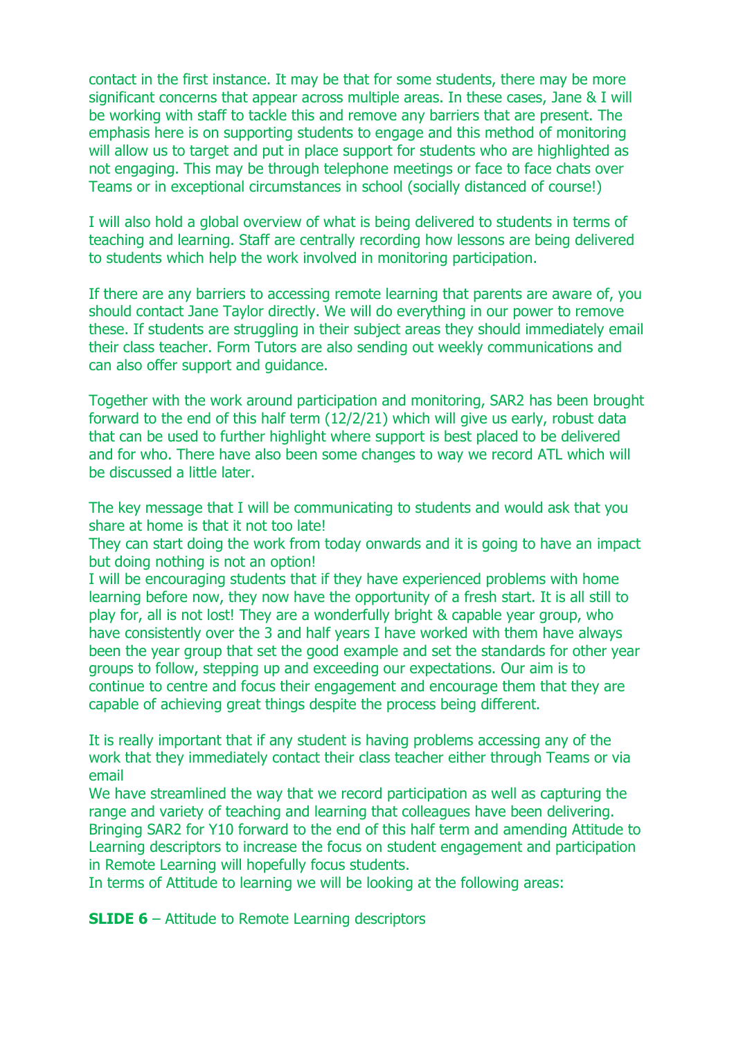contact in the first instance. It may be that for some students, there may be more significant concerns that appear across multiple areas. In these cases, Jane & I will be working with staff to tackle this and remove any barriers that are present. The emphasis here is on supporting students to engage and this method of monitoring will allow us to target and put in place support for students who are highlighted as not engaging. This may be through telephone meetings or face to face chats over Teams or in exceptional circumstances in school (socially distanced of course!)

I will also hold a global overview of what is being delivered to students in terms of teaching and learning. Staff are centrally recording how lessons are being delivered to students which help the work involved in monitoring participation.

If there are any barriers to accessing remote learning that parents are aware of, you should contact Jane Taylor directly. We will do everything in our power to remove these. If students are struggling in their subject areas they should immediately email their class teacher. Form Tutors are also sending out weekly communications and can also offer support and guidance.

Together with the work around participation and monitoring, SAR2 has been brought forward to the end of this half term (12/2/21) which will give us early, robust data that can be used to further highlight where support is best placed to be delivered and for who. There have also been some changes to way we record ATL which will be discussed a little later.

The key message that I will be communicating to students and would ask that you share at home is that it not too late!
They can start doing the work from today onwards and it is going to have an impact but doing nothing is not an option!
I will be encouraging students that if they have experienced problems with home learning before now, they now have the opportunity of a fresh start. It is all still to play for, all is not lost! They are a wonderfully bright & capable year group, who have consistently over the 3 and half years I have worked with them have always been the year group that set the good example and set the standards for other year groups to follow, stepping up and exceeding our expectations. Our aim is to continue to centre and focus their engagement and encourage them that they are capable of achieving great things despite the process being different.

It is really important that if any student is having problems accessing any of the work that they immediately contact their class teacher either through Teams or via email
We have streamlined the way that we record participation as well as capturing the range and variety of teaching and learning that colleagues have been delivering. Bringing SAR2 for Y10 forward to the end of this half term and amending Attitude to Learning descriptors to increase the focus on student engagement and participation in Remote Learning will hopefully focus students.
In terms of Attitude to learning we will be looking at the following areas:

**SLIDE 6** – Attitude to Remote Learning descriptors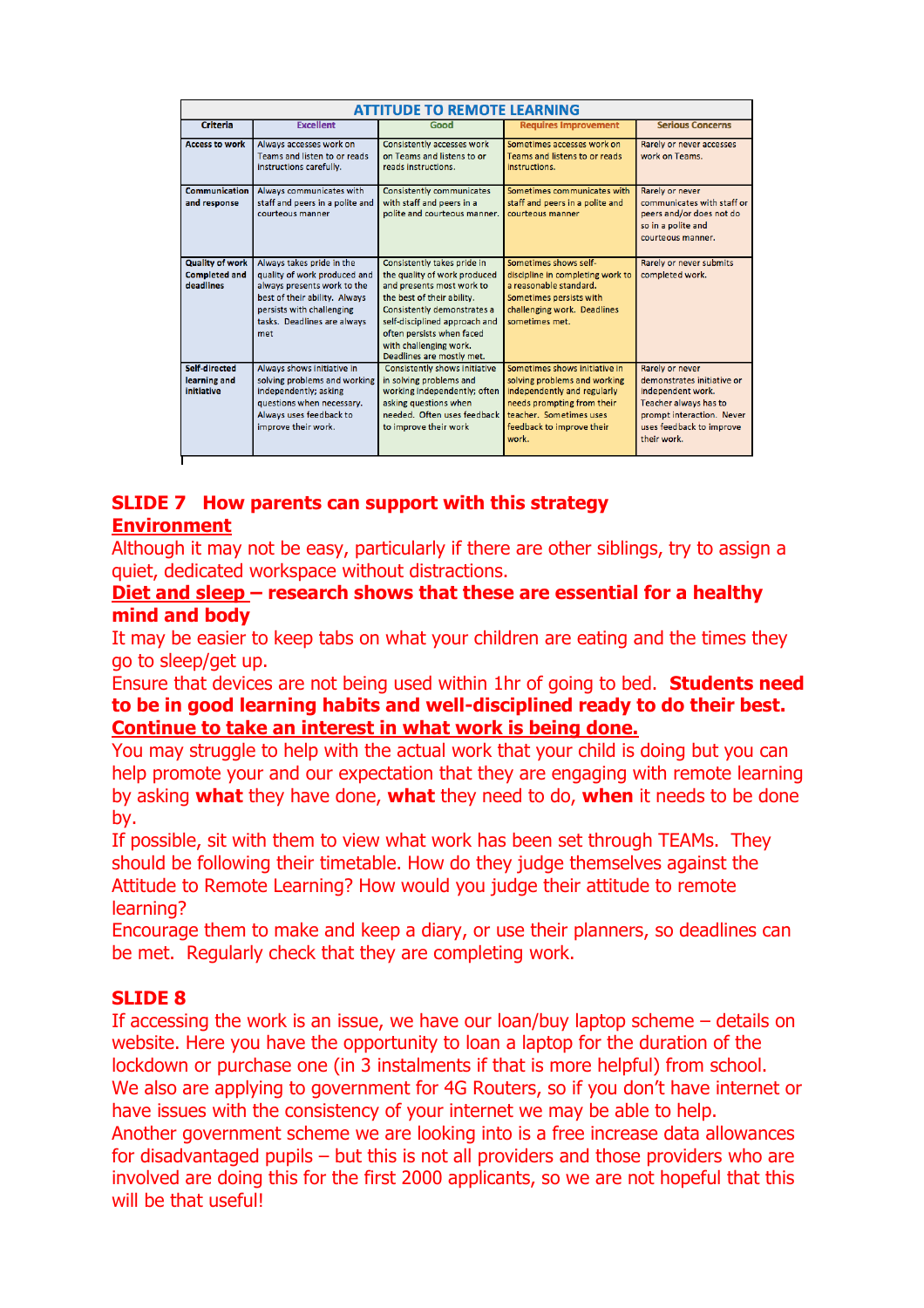| ATTITUDE TO REMOTE LEARNING | | | | |
|---|---|---|---|---|
| Criteria | Excellent | Good | Requires Improvement | Serious Concerns |
| Access to work | Always accesses work on Teams and listen to or reads instructions carefully. | Consistently accesses work on Teams and listens to or reads instructions. | Sometimes accesses work on Teams and listens to or reads instructions. | Rarely or never accesses work on Teams. |
| Communication and response | Always communicates with staff and peers in a polite and courteous manner | Consistently communicates with staff and peers in a polite and courteous manner. | Sometimes communicates with staff and peers in a polite and courteous manner | Rarely or never communicates with staff or peers and/or does not do so in a polite and courteous manner. |
| Quality of work Completed and deadlines | Always takes pride in the quality of work produced and always presents work to the best of their ability. Always persists with challenging tasks. Deadlines are always met | Consistently takes pride in the quality of work produced and presents most work to the best of their ability. Consistently demonstrates a self-disciplined approach and often persists when faced with challenging work. Deadlines are mostly met. | Sometimes shows self-discipline in completing work to a reasonable standard. Sometimes persists with challenging work. Deadlines sometimes met. | Rarely or never submits completed work. |
| Self-directed learning and initiative | Always shows initiative in solving problems and working independently; asking questions when necessary. Always uses feedback to improve their work. | Consistently shows initiative in solving problems and working independently; often asking questions when needed. Often uses feedback to improve their work | Sometimes shows initiative in solving problems and working independently and regularly needs prompting from their teacher. Sometimes uses feedback to improve their work. | Rarely or never demonstrates initiative or independent work. Teacher always has to prompt interaction. Never uses feedback to improve their work. |

## SLIDE 7 How parents can support with this strategy

**Environment**

Although it may not be easy, particularly if there are other siblings, try to assign a quiet, dedicated workspace without distractions.

**Diet and sleep – research shows that these are essential for a healthy mind and body**

It may be easier to keep tabs on what your children are eating and the times they go to sleep/get up.

Ensure that devices are not being used within 1hr of going to bed. **Students need to be in good learning habits and well-disciplined ready to do their best.**

**Continue to take an interest in what work is being done.**

You may struggle to help with the actual work that your child is doing but you can help promote your and our expectation that they are engaging with remote learning by asking **what** they have done, **what** they need to do, **when** it needs to be done by.

If possible, sit with them to view what work has been set through TEAMs. They should be following their timetable. How do they judge themselves against the Attitude to Remote Learning? How would you judge their attitude to remote learning?

Encourage them to make and keep a diary, or use their planners, so deadlines can be met. Regularly check that they are completing work.

## SLIDE 8

If accessing the work is an issue, we have our loan/buy laptop scheme – details on website. Here you have the opportunity to loan a laptop for the duration of the lockdown or purchase one (in 3 instalments if that is more helpful) from school. We also are applying to government for 4G Routers, so if you don't have internet or have issues with the consistency of your internet we may be able to help. Another government scheme we are looking into is a free increase data allowances for disadvantaged pupils – but this is not all providers and those providers who are involved are doing this for the first 2000 applicants, so we are not hopeful that this will be that useful!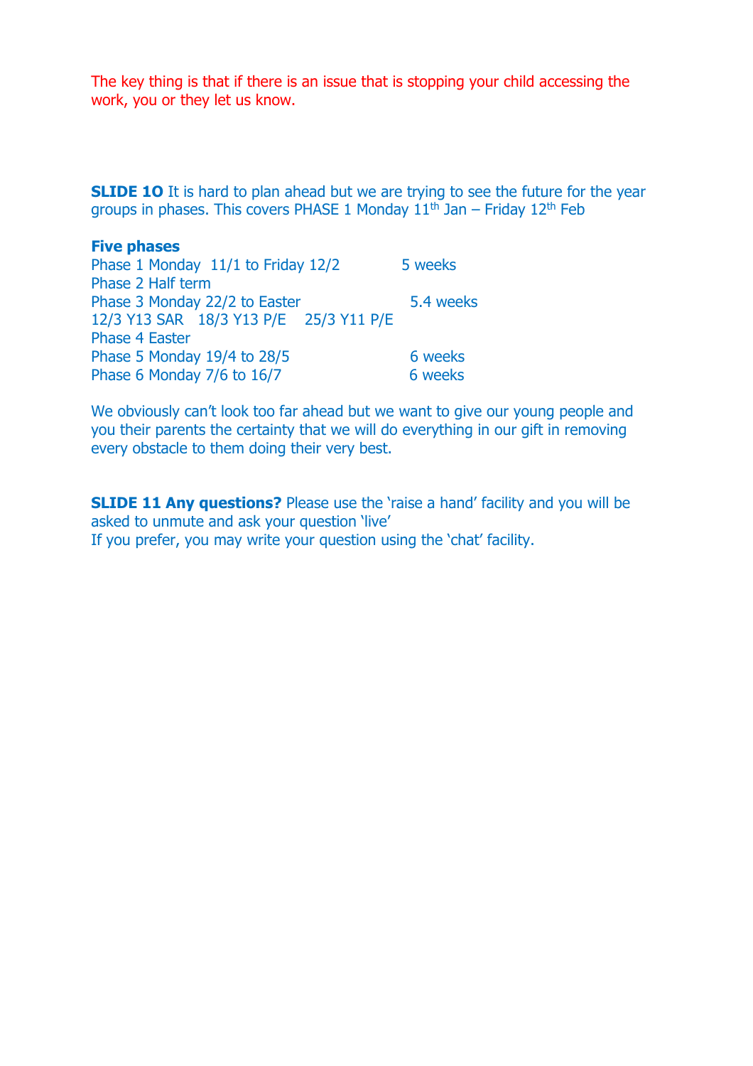The key thing is that if there is an issue that is stopping your child accessing the work, you or they let us know.

**SLIDE 1O** It is hard to plan ahead but we are trying to see the future for the year groups in phases. This covers PHASE 1 Monday 11th Jan – Friday 12th Feb

**Five phases**

| | |
|---|---|
| Phase 1 Monday 11/1 to Friday 12/2 | 5 weeks |
| Phase 2 Half term | |
| Phase 3 Monday 22/2 to Easter | 5.4 weeks |
| 12/3 Y13 SAR 18/3 Y13 P/E 25/3 Y11 P/E | |
| Phase 4 Easter | |
| Phase 5 Monday 19/4 to 28/5 | 6 weeks |
| Phase 6 Monday 7/6 to 16/7 | 6 weeks |

We obviously can't look too far ahead but we want to give our young people and you their parents the certainty that we will do everything in our gift in removing every obstacle to them doing their very best.

**SLIDE 11 Any questions?** Please use the 'raise a hand' facility and you will be asked to unmute and ask your question 'live'
If you prefer, you may write your question using the 'chat' facility.